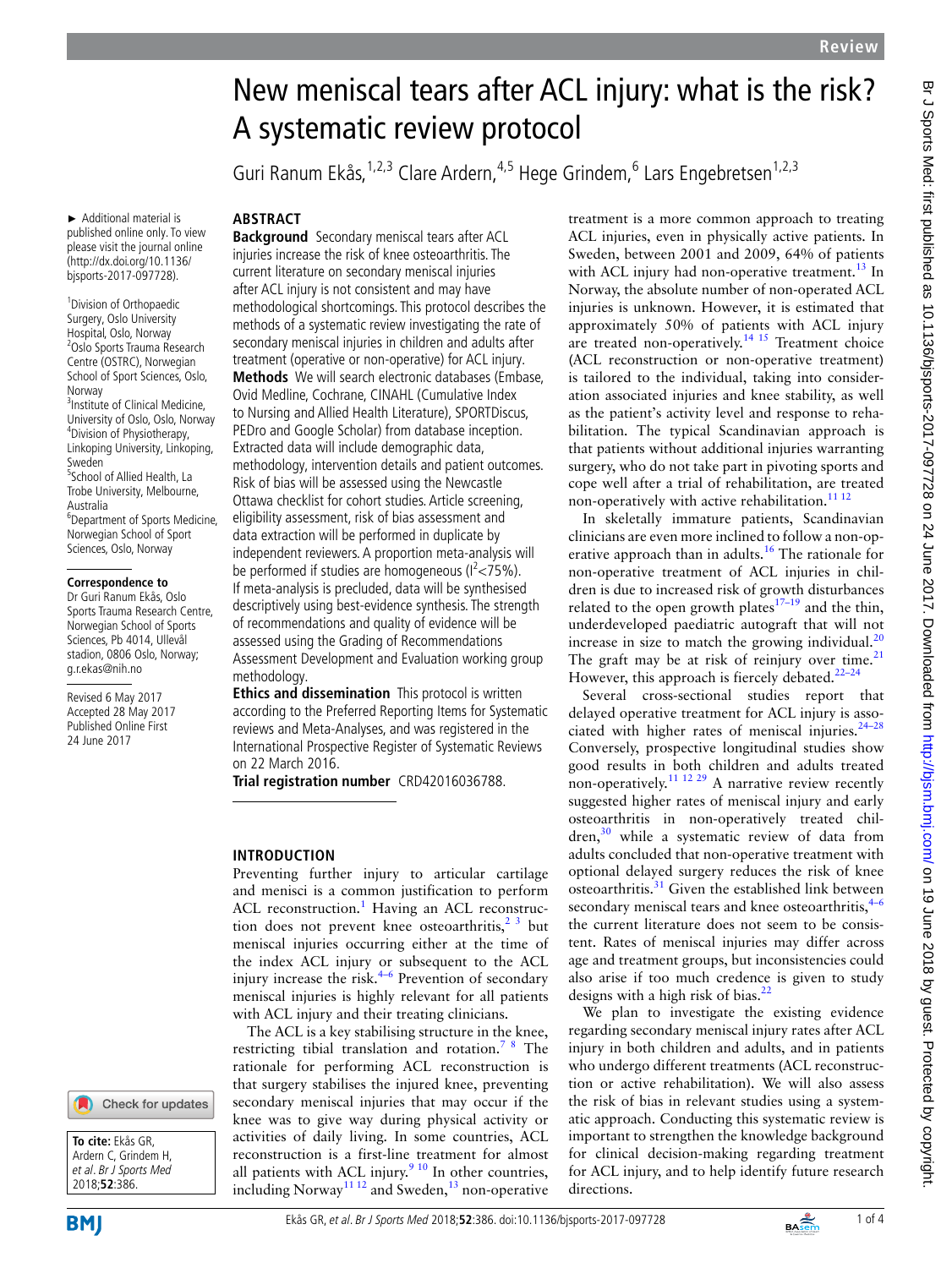# New meniscal tears after ACL injury: what is the risk? A systematic review protocol

Guri Ranum Ekås,[1,2,3] Clare Ardern,[4,5] Hege Grindem,[6] Lars Engebretsen[1,2,3]

► Additional material is published online only. To view please visit the journal online (http://dx.doi.org/10.1136/bjsports-2017-097728).

[1]Division of Orthopaedic Surgery, Oslo University Hospital, Oslo, Norway
[2]Oslo Sports Trauma Research Centre (OSTRC), Norwegian School of Sport Sciences, Oslo, Norway
[3]Institute of Clinical Medicine, University of Oslo, Oslo, Norway
[4]Division of Physiotherapy, Linkoping University, Linkoping, Sweden
[5]School of Allied Health, La Trobe University, Melbourne, Australia
[6]Department of Sports Medicine, Norwegian School of Sport Sciences, Oslo, Norway

**Correspondence to**
Dr Guri Ranum Ekås, Oslo Sports Trauma Research Centre, Norwegian School of Sports Sciences, Pb 4014, Ullevål stadion, 0806 Oslo, Norway; g.r.ekas@nih.no

Revised 6 May 2017
Accepted 28 May 2017
Published Online First 24 June 2017

**To cite:** Ekås GR, Ardern C, Grindem H, *et al. Br J Sports Med* 2018;**52**:386.

## ABSTRACT

**Background** Secondary meniscal tears after ACL injuries increase the risk of knee osteoarthritis. The current literature on secondary meniscal injuries after ACL injury is not consistent and may have methodological shortcomings. This protocol describes the methods of a systematic review investigating the rate of secondary meniscal injuries in children and adults after treatment (operative or non-operative) for ACL injury.

**Methods** We will search electronic databases (Embase, Ovid Medline, Cochrane, CINAHL (Cumulative Index to Nursing and Allied Health Literature), SPORTDiscus, PEDro and Google Scholar) from database inception. Extracted data will include demographic data, methodology, intervention details and patient outcomes. Risk of bias will be assessed using the Newcastle Ottawa checklist for cohort studies. Article screening, eligibility assessment, risk of bias assessment and data extraction will be performed in duplicate by independent reviewers. A proportion meta-analysis will be performed if studies are homogeneous ($I^2$<75%). If meta-analysis is precluded, data will be synthesised descriptively using best-evidence synthesis. The strength of recommendations and quality of evidence will be assessed using the Grading of Recommendations Assessment Development and Evaluation working group methodology.

**Ethics and dissemination** This protocol is written according to the Preferred Reporting Items for Systematic reviews and Meta-Analyses, and was registered in the International Prospective Register of Systematic Reviews on 22 March 2016.

**Trial registration number** CRD42016036788.

## INTRODUCTION

Preventing further injury to articular cartilage and menisci is a common justification to perform ACL reconstruction.[1] Having an ACL reconstruction does not prevent knee osteoarthritis,[2 3] but meniscal injuries occurring either at the time of the index ACL injury or subsequent to the ACL injury increase the risk.[4–6] Prevention of secondary meniscal injuries is highly relevant for all patients with ACL injury and their treating clinicians.

The ACL is a key stabilising structure in the knee, restricting tibial translation and rotation.[7 8] The rationale for performing ACL reconstruction is that surgery stabilises the injured knee, preventing secondary meniscal injuries that may occur if the knee was to give way during physical activity or activities of daily living. In some countries, ACL reconstruction is a first-line treatment for almost all patients with ACL injury.[9 10] In other countries, including Norway[11 12] and Sweden,[13] non-operative treatment is a more common approach to treating ACL injuries, even in physically active patients. In Sweden, between 2001 and 2009, 64% of patients with ACL injury had non-operative treatment.[13] In Norway, the absolute number of non-operated ACL injuries is unknown. However, it is estimated that approximately 50% of patients with ACL injury are treated non-operatively.[14 15] Treatment choice (ACL reconstruction or non-operative treatment) is tailored to the individual, taking into consideration associated injuries and knee stability, as well as the patient's activity level and response to rehabilitation. The typical Scandinavian approach is that patients without additional injuries warranting surgery, who do not take part in pivoting sports and cope well after a trial of rehabilitation, are treated non-operatively with active rehabilitation.[11 12]

In skeletally immature patients, Scandinavian clinicians are even more inclined to follow a non-operative approach than in adults.[16] The rationale for non-operative treatment of ACL injuries in children is due to increased risk of growth disturbances related to the open growth plates[17–19] and the thin, underdeveloped paediatric autograft that will not increase in size to match the growing individual.[20] The graft may be at risk of reinjury over time.[21] However, this approach is fiercely debated.[22–24]

Several cross-sectional studies report that delayed operative treatment for ACL injury is associated with higher rates of meniscal injuries.[24–28] Conversely, prospective longitudinal studies show good results in both children and adults treated non-operatively.[11 12 29] A narrative review recently suggested higher rates of meniscal injury and early osteoarthritis in non-operatively treated children,[30] while a systematic review of data from adults concluded that non-operative treatment with optional delayed surgery reduces the risk of knee osteoarthritis.[31] Given the established link between secondary meniscal tears and knee osteoarthritis,[4–6] the current literature does not seem to be consistent. Rates of meniscal injuries may differ across age and treatment groups, but inconsistencies could also arise if too much credence is given to study designs with a high risk of bias.[22]

We plan to investigate the existing evidence regarding secondary meniscal injury rates after ACL injury in both children and adults, and in patients who undergo different treatments (ACL reconstruction or active rehabilitation). We will also assess the risk of bias in relevant studies using a systematic approach. Conducting this systematic review is important to strengthen the knowledge background for clinical decision-making regarding treatment for ACL injury, and to help identify future research directions.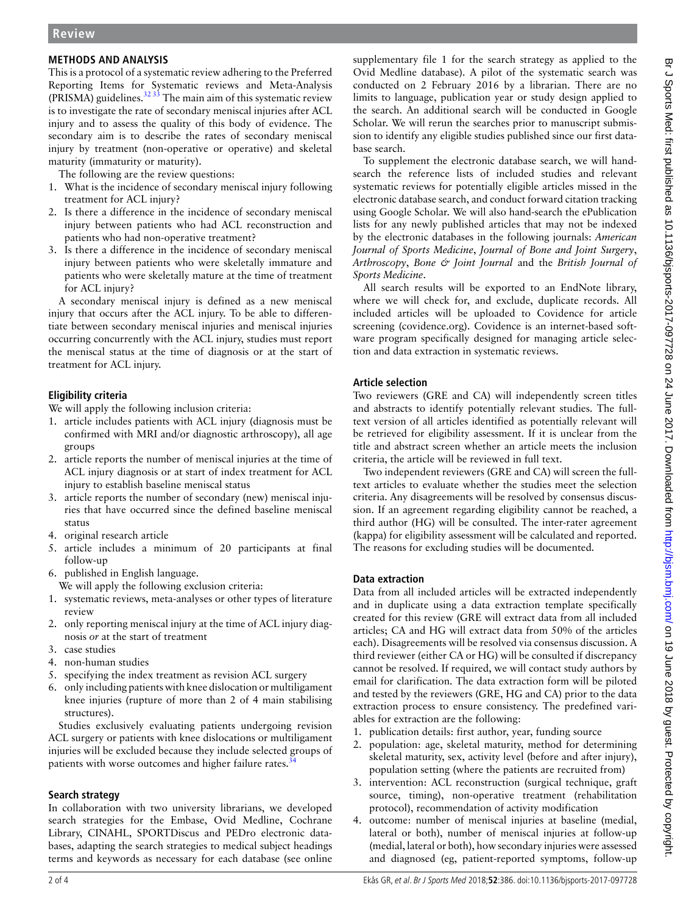## METHODS AND ANALYSIS

This is a protocol of a systematic review adhering to the Preferred Reporting Items for Systematic reviews and Meta-Analysis (PRISMA) guidelines.[32,33] The main aim of this systematic review is to investigate the rate of secondary meniscal injuries after ACL injury and to assess the quality of this body of evidence. The secondary aim is to describe the rates of secondary meniscal injury by treatment (non-operative or operative) and skeletal maturity (immaturity or maturity).

The following are the review questions:

1. What is the incidence of secondary meniscal injury following treatment for ACL injury?
2. Is there a difference in the incidence of secondary meniscal injury between patients who had ACL reconstruction and patients who had non-operative treatment?
3. Is there a difference in the incidence of secondary meniscal injury between patients who were skeletally immature and patients who were skeletally mature at the time of treatment for ACL injury?

A secondary meniscal injury is defined as a new meniscal injury that occurs after the ACL injury. To be able to differentiate between secondary meniscal injuries and meniscal injuries occurring concurrently with the ACL injury, studies must report the meniscal status at the time of diagnosis or at the start of treatment for ACL injury.

### Eligibility criteria

We will apply the following inclusion criteria:

1. article includes patients with ACL injury (diagnosis must be confirmed with MRI and/or diagnostic arthroscopy), all age groups
2. article reports the number of meniscal injuries at the time of ACL injury diagnosis or at start of index treatment for ACL injury to establish baseline meniscal status
3. article reports the number of secondary (new) meniscal injuries that have occurred since the defined baseline meniscal status
4. original research article
5. article includes a minimum of 20 participants at final follow-up
6. published in English language.

We will apply the following exclusion criteria:

1. systematic reviews, meta-analyses or other types of literature review
2. only reporting meniscal injury at the time of ACL injury diagnosis *or* at the start of treatment
3. case studies
4. non-human studies
5. specifying the index treatment as revision ACL surgery
6. only including patients with knee dislocation or multiligament knee injuries (rupture of more than 2 of 4 main stabilising structures).

Studies exclusively evaluating patients undergoing revision ACL surgery or patients with knee dislocations or multiligament injuries will be excluded because they include selected groups of patients with worse outcomes and higher failure rates.[34]

### Search strategy

In collaboration with two university librarians, we developed search strategies for the Embase, Ovid Medline, Cochrane Library, CINAHL, SPORTDiscus and PEDro electronic databases, adapting the search strategies to medical subject headings terms and keywords as necessary for each database (see online supplementary file 1 for the search strategy as applied to the Ovid Medline database). A pilot of the systematic search was conducted on 2 February 2016 by a librarian. There are no limits to language, publication year or study design applied to the search. An additional search will be conducted in Google Scholar. We will rerun the searches prior to manuscript submission to identify any eligible studies published since our first database search.

To supplement the electronic database search, we will hand-search the reference lists of included studies and relevant systematic reviews for potentially eligible articles missed in the electronic database search, and conduct forward citation tracking using Google Scholar. We will also hand-search the ePublication lists for any newly published articles that may not be indexed by the electronic databases in the following journals: *American Journal of Sports Medicine*, *Journal of Bone and Joint Surgery*, *Arthroscopy*, *Bone & Joint Journal* and the *British Journal of Sports Medicine*.

All search results will be exported to an EndNote library, where we will check for, and exclude, duplicate records. All included articles will be uploaded to Covidence for article screening (covidence.org). Covidence is an internet-based software program specifically designed for managing article selection and data extraction in systematic reviews.

### Article selection

Two reviewers (GRE and CA) will independently screen titles and abstracts to identify potentially relevant studies. The full-text version of all articles identified as potentially relevant will be retrieved for eligibility assessment. If it is unclear from the title and abstract screen whether an article meets the inclusion criteria, the article will be reviewed in full text.

Two independent reviewers (GRE and CA) will screen the full-text articles to evaluate whether the studies meet the selection criteria. Any disagreements will be resolved by consensus discussion. If an agreement regarding eligibility cannot be reached, a third author (HG) will be consulted. The inter-rater agreement (kappa) for eligibility assessment will be calculated and reported. The reasons for excluding studies will be documented.

### Data extraction

Data from all included articles will be extracted independently and in duplicate using a data extraction template specifically created for this review (GRE will extract data from all included articles; CA and HG will extract data from 50% of the articles each). Disagreements will be resolved via consensus discussion. A third reviewer (either CA or HG) will be consulted if discrepancy cannot be resolved. If required, we will contact study authors by email for clarification. The data extraction form will be piloted and tested by the reviewers (GRE, HG and CA) prior to the data extraction process to ensure consistency. The predefined variables for extraction are the following:

1. publication details: first author, year, funding source
2. population: age, skeletal maturity, method for determining skeletal maturity, sex, activity level (before and after injury), population setting (where the patients are recruited from)
3. intervention: ACL reconstruction (surgical technique, graft source, timing), non-operative treatment (rehabilitation protocol), recommendation of activity modification
4. outcome: number of meniscal injuries at baseline (medial, lateral or both), number of meniscal injuries at follow-up (medial, lateral or both), how secondary injuries were assessed and diagnosed (eg, patient-reported symptoms, follow-up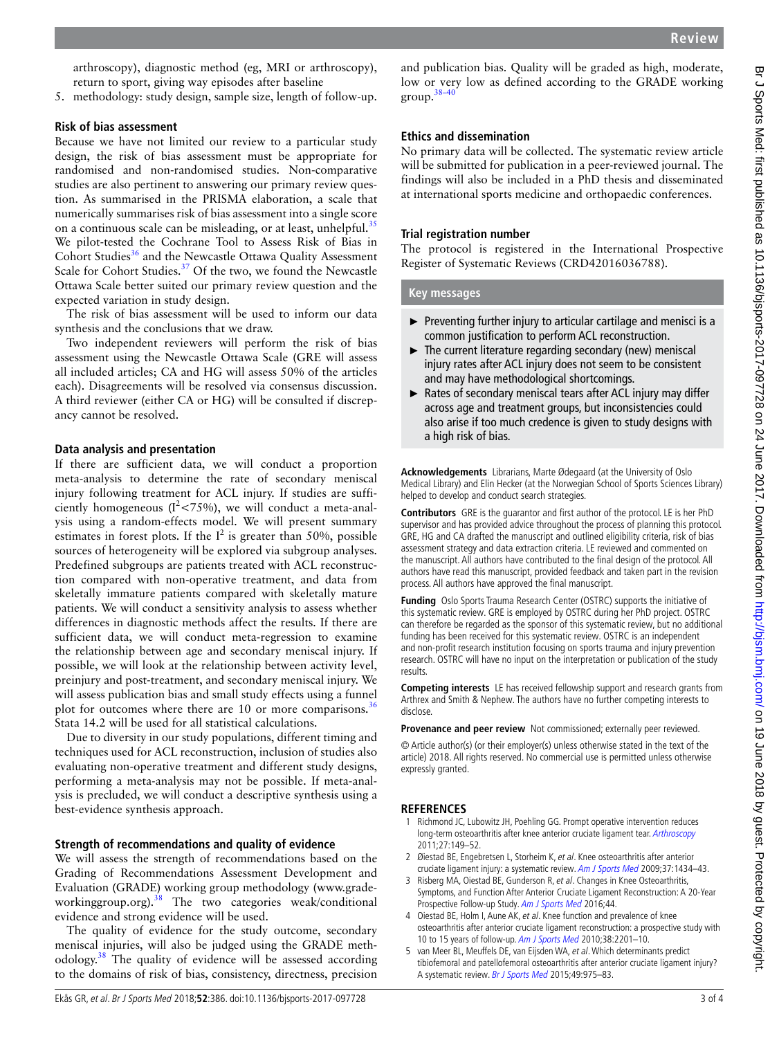arthroscopy), diagnostic method (eg, MRI or arthroscopy), return to sport, giving way episodes after baseline

5. methodology: study design, sample size, length of follow-up.

### Risk of bias assessment

Because we have not limited our review to a particular study design, the risk of bias assessment must be appropriate for randomised and non-randomised studies. Non-comparative studies are also pertinent to answering our primary review question. As summarised in the PRISMA elaboration, a scale that numerically summarises risk of bias assessment into a single score on a continuous scale can be misleading, or at least, unhelpful.[35] We pilot-tested the Cochrane Tool to Assess Risk of Bias in Cohort Studies[36] and the Newcastle Ottawa Quality Assessment Scale for Cohort Studies.[37] Of the two, we found the Newcastle Ottawa Scale better suited our primary review question and the expected variation in study design.

The risk of bias assessment will be used to inform our data synthesis and the conclusions that we draw.

Two independent reviewers will perform the risk of bias assessment using the Newcastle Ottawa Scale (GRE will assess all included articles; CA and HG will assess 50% of the articles each). Disagreements will be resolved via consensus discussion. A third reviewer (either CA or HG) will be consulted if discrepancy cannot be resolved.

### Data analysis and presentation

If there are sufficient data, we will conduct a proportion meta-analysis to determine the rate of secondary meniscal injury following treatment for ACL injury. If studies are sufficiently homogeneous ($I^2$<75%), we will conduct a meta-analysis using a random-effects model. We will present summary estimates in forest plots. If the $I^2$ is greater than 50%, possible sources of heterogeneity will be explored via subgroup analyses. Predefined subgroups are patients treated with ACL reconstruction compared with non-operative treatment, and data from skeletally immature patients compared with skeletally mature patients. We will conduct a sensitivity analysis to assess whether differences in diagnostic methods affect the results. If there are sufficient data, we will conduct meta-regression to examine the relationship between age and secondary meniscal injury. If possible, we will look at the relationship between activity level, preinjury and post-treatment, and secondary meniscal injury. We will assess publication bias and small study effects using a funnel plot for outcomes where there are 10 or more comparisons.[36] Stata 14.2 will be used for all statistical calculations.

Due to diversity in our study populations, different timing and techniques used for ACL reconstruction, inclusion of studies also evaluating non-operative treatment and different study designs, performing a meta-analysis may not be possible. If meta-analysis is precluded, we will conduct a descriptive synthesis using a best-evidence synthesis approach.

### Strength of recommendations and quality of evidence

We will assess the strength of recommendations based on the Grading of Recommendations Assessment Development and Evaluation (GRADE) working group methodology (www.gradeworkinggroup.org).[38] The two categories weak/conditional evidence and strong evidence will be used.

The quality of evidence for the study outcome, secondary meniscal injuries, will also be judged using the GRADE methodology.[38] The quality of evidence will be assessed according to the domains of risk of bias, consistency, directness, precision and publication bias. Quality will be graded as high, moderate, low or very low as defined according to the GRADE working group.[38–40]

### Ethics and dissemination

No primary data will be collected. The systematic review article will be submitted for publication in a peer-reviewed journal. The findings will also be included in a PhD thesis and disseminated at international sports medicine and orthopaedic conferences.

### Trial registration number

The protocol is registered in the International Prospective Register of Systematic Reviews (CRD42016036788).

### Key messages

- Preventing further injury to articular cartilage and menisci is a common justification to perform ACL reconstruction.
- The current literature regarding secondary (new) meniscal injury rates after ACL injury does not seem to be consistent and may have methodological shortcomings.
- Rates of secondary meniscal tears after ACL injury may differ across age and treatment groups, but inconsistencies could also arise if too much credence is given to study designs with a high risk of bias.

**Acknowledgements** Librarians, Marte Ødegaard (at the University of Oslo Medical Library) and Elin Hecker (at the Norwegian School of Sports Sciences Library) helped to develop and conduct search strategies.

**Contributors** GRE is the guarantor and first author of the protocol. LE is her PhD supervisor and has provided advice throughout the process of planning this protocol. GRE, HG and CA drafted the manuscript and outlined eligibility criteria, risk of bias assessment strategy and data extraction criteria. LE reviewed and commented on the manuscript. All authors have contributed to the final design of the protocol. All authors have read this manuscript, provided feedback and taken part in the revision process. All authors have approved the final manuscript.

**Funding** Oslo Sports Trauma Research Center (OSTRC) supports the initiative of this systematic review. GRE is employed by OSTRC during her PhD project. OSTRC can therefore be regarded as the sponsor of this systematic review, but no additional funding has been received for this systematic review. OSTRC is an independent and non-profit research institution focusing on sports trauma and injury prevention research. OSTRC will have no input on the interpretation or publication of the study results.

**Competing interests** LE has received fellowship support and research grants from Arthrex and Smith & Nephew. The authors have no further competing interests to disclose.

**Provenance and peer review** Not commissioned; externally peer reviewed.

© Article author(s) (or their employer(s) unless otherwise stated in the text of the article) 2018. All rights reserved. No commercial use is permitted unless otherwise expressly granted.

## REFERENCES

1. Richmond JC, Lubowitz JH, Poehling GG. Prompt operative intervention reduces long-term osteoarthritis after knee anterior cruciate ligament tear. *Arthroscopy* 2011;27:149–52.
2. Øiestad BE, Engebretsen L, Storheim K, *et al*. Knee osteoarthritis after anterior cruciate ligament injury: a systematic review. *Am J Sports Med* 2009;37:1434–43.
3. Risberg MA, Oiestad BE, Gunderson R, *et al*. Changes in Knee Osteoarthritis, Symptoms, and Function After Anterior Cruciate Ligament Reconstruction: A 20-Year Prospective Follow-up Study. *Am J Sports Med* 2016;44.
4. Oiestad BE, Holm I, Aune AK, *et al*. Knee function and prevalence of knee osteoarthritis after anterior cruciate ligament reconstruction: a prospective study with 10 to 15 years of follow-up. *Am J Sports Med* 2010;38:2201–10.
5. van Meer BL, Meuffels DE, van Eijsden WA, *et al*. Which determinants predict tibiofemoral and patellofemoral osteoarthritis after anterior cruciate ligament injury? A systematic review. *Br J Sports Med* 2015;49:975–83.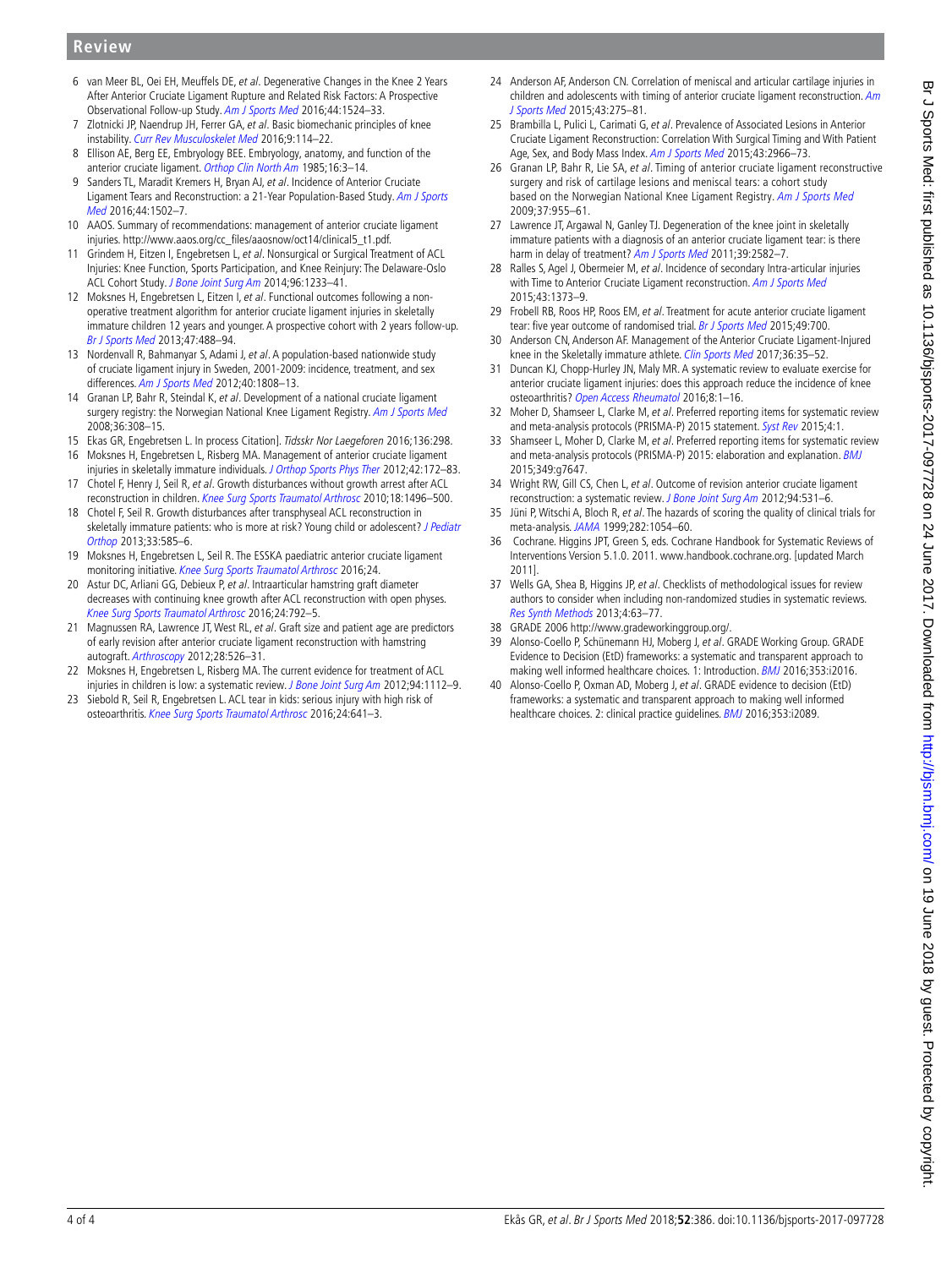6 van Meer BL, Oei EH, Meuffels DE, *et al*. Degenerative Changes in the Knee 2 Years After Anterior Cruciate Ligament Rupture and Related Risk Factors: A Prospective Observational Follow-up Study. *Am J Sports Med* 2016;44:1524–33.
7 Zlotnicki JP, Naendrup JH, Ferrer GA, *et al*. Basic biomechanic principles of knee instability. *Curr Rev Musculoskelet Med* 2016;9:114–22.
8 Ellison AE, Berg EE, Embryology BEE. Embryology, anatomy, and function of the anterior cruciate ligament. *Orthop Clin North Am* 1985;16:3–14.
9 Sanders TL, Maradit Kremers H, Bryan AJ, *et al*. Incidence of Anterior Cruciate Ligament Tears and Reconstruction: a 21-Year Population-Based Study. *Am J Sports Med* 2016;44:1502–7.
10 AAOS. Summary of recommendations: management of anterior cruciate ligament injuries. http://www.aaos.org/cc_files/aaosnow/oct14/clinical5_t1.pdf.
11 Grindem H, Eitzen I, Engebretsen L, *et al*. Nonsurgical or Surgical Treatment of ACL Injuries: Knee Function, Sports Participation, and Knee Reinjury: The Delaware-Oslo ACL Cohort Study. *J Bone Joint Surg Am* 2014;96:1233–41.
12 Moksnes H, Engebretsen L, Eitzen I, *et al*. Functional outcomes following a non-operative treatment algorithm for anterior cruciate ligament injuries in skeletally immature children 12 years and younger. A prospective cohort with 2 years follow-up. *Br J Sports Med* 2013;47:488–94.
13 Nordenvall R, Bahmanyar S, Adami J, *et al*. A population-based nationwide study of cruciate ligament injury in Sweden, 2001-2009: incidence, treatment, and sex differences. *Am J Sports Med* 2012;40:1808–13.
14 Granan LP, Bahr R, Steindal K, *et al*. Development of a national cruciate ligament surgery registry: the Norwegian National Knee Ligament Registry. *Am J Sports Med* 2008;36:308–15.
15 Ekas GR, Engebretsen L. In process Citation]. *Tidsskr Nor Laegeforen* 2016;136:298.
16 Moksnes H, Engebretsen L, Risberg MA. Management of anterior cruciate ligament injuries in skeletally immature individuals. *J Orthop Sports Phys Ther* 2012;42:172–83.
17 Chotel F, Henry J, Seil R, *et al*. Growth disturbances without growth arrest after ACL reconstruction in children. *Knee Surg Sports Traumatol Arthrosc* 2010;18:1496–500.
18 Chotel F, Seil R. Growth disturbances after transphyseal ACL reconstruction in skeletally immature patients: who is more at risk? Young child or adolescent? *J Pediatr Orthop* 2013;33:585–6.
19 Moksnes H, Engebretsen L, Seil R. The ESSKA paediatric anterior cruciate ligament monitoring initiative. *Knee Surg Sports Traumatol Arthrosc* 2016;24.
20 Astur DC, Arliani GG, Debieux P, *et al*. Intraarticular hamstring graft diameter decreases with continuing knee growth after ACL reconstruction with open physes. *Knee Surg Sports Traumatol Arthrosc* 2016;24:792–5.
21 Magnussen RA, Lawrence JT, West RL, *et al*. Graft size and patient age are predictors of early revision after anterior cruciate ligament reconstruction with hamstring autograft. *Arthroscopy* 2012;28:526–31.
22 Moksnes H, Engebretsen L, Risberg MA. The current evidence for treatment of ACL injuries in children is low: a systematic review. *J Bone Joint Surg Am* 2012;94:1112–9.
23 Siebold R, Seil R, Engebretsen L. ACL tear in kids: serious injury with high risk of osteoarthritis. *Knee Surg Sports Traumatol Arthrosc* 2016;24:641–3.
24 Anderson AF, Anderson CN. Correlation of meniscal and articular cartilage injuries in children and adolescents with timing of anterior cruciate ligament reconstruction. *Am J Sports Med* 2015;43:275–81.
25 Brambilla L, Pulici L, Carimati G, *et al*. Prevalence of Associated Lesions in Anterior Cruciate Ligament Reconstruction: Correlation With Surgical Timing and With Patient Age, Sex, and Body Mass Index. *Am J Sports Med* 2015;43:2966–73.
26 Granan LP, Bahr R, Lie SA, *et al*. Timing of anterior cruciate ligament reconstructive surgery and risk of cartilage lesions and meniscal tears: a cohort study based on the Norwegian National Knee Ligament Registry. *Am J Sports Med* 2009;37:955–61.
27 Lawrence JT, Argawal N, Ganley TJ. Degeneration of the knee joint in skeletally immature patients with a diagnosis of an anterior cruciate ligament tear: is there harm in delay of treatment? *Am J Sports Med* 2011;39:2582–7.
28 Ralles S, Agel J, Obermeier M, *et al*. Incidence of secondary Intra-articular injuries with Time to Anterior Cruciate Ligament reconstruction. *Am J Sports Med* 2015;43:1373–9.
29 Frobell RB, Roos HP, Roos EM, *et al*. Treatment for acute anterior cruciate ligament tear: five year outcome of randomised trial. *Br J Sports Med* 2015;49:700.
30 Anderson CN, Anderson AF. Management of the Anterior Cruciate Ligament-Injured knee in the Skeletally immature athlete. *Clin Sports Med* 2017;36:35–52.
31 Duncan KJ, Chopp-Hurley JN, Maly MR. A systematic review to evaluate exercise for anterior cruciate ligament injuries: does this approach reduce the incidence of knee osteoarthritis? *Open Access Rheumatol* 2016;8:1–16.
32 Moher D, Shamseer L, Clarke M, *et al*. Preferred reporting items for systematic review and meta-analysis protocols (PRISMA-P) 2015 statement. *Syst Rev* 2015;4:1.
33 Shamseer L, Moher D, Clarke M, *et al*. Preferred reporting items for systematic review and meta-analysis protocols (PRISMA-P) 2015: elaboration and explanation. *BMJ* 2015;349:g7647.
34 Wright RW, Gill CS, Chen L, *et al*. Outcome of revision anterior cruciate ligament reconstruction: a systematic review. *J Bone Joint Surg Am* 2012;94:531–6.
35 Jüni P, Witschi A, Bloch R, *et al*. The hazards of scoring the quality of clinical trials for meta-analysis. *JAMA* 1999;282:1054–60.
36 Cochrane. Higgins JPT, Green S, eds. Cochrane Handbook for Systematic Reviews of Interventions Version 5.1.0. 2011. www.handbook.cochrane.org. [updated March 2011].
37 Wells GA, Shea B, Higgins JP, *et al*. Checklists of methodological issues for review authors to consider when including non-randomized studies in systematic reviews. *Res Synth Methods* 2013;4:63–77.
38 GRADE 2006 http://www.gradeworkinggroup.org/.
39 Alonso-Coello P, Schünemann HJ, Moberg J, *et al*. GRADE Evidence to Decision (EtD) frameworks: a systematic and transparent approach to making well informed healthcare choices. 1: Introduction. *BMJ* 2016;353:i2016.
40 Alonso-Coello P, Oxman AD, Moberg J, *et al*. GRADE evidence to decision (EtD) frameworks: a systematic and transparent approach to making well informed healthcare choices. 2: clinical practice guidelines. *BMJ* 2016;353:i2089.